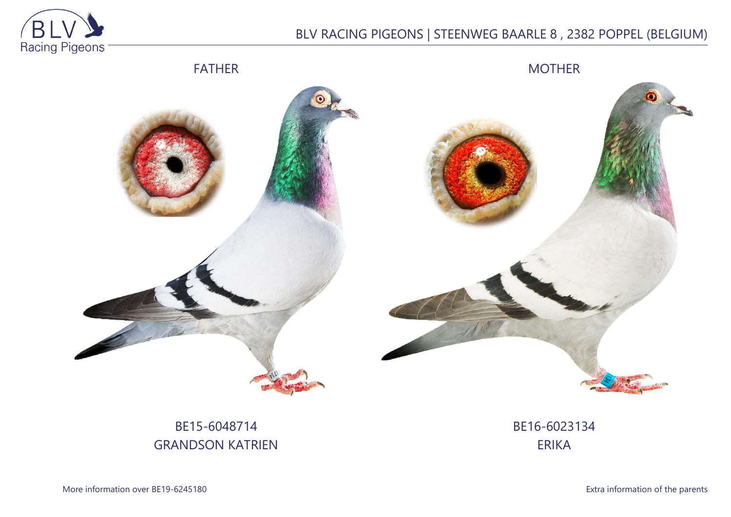BLV RACING PIGEONS | STEENWEG BAARLE 8 , 2382 POPPEL (BELGIUM)

FATHER

MOTHER

BE15-6048714
GRANDSON KATRIEN

BE16-6023134
ERIKA

More information over BE19-6245180

Extra information of the parents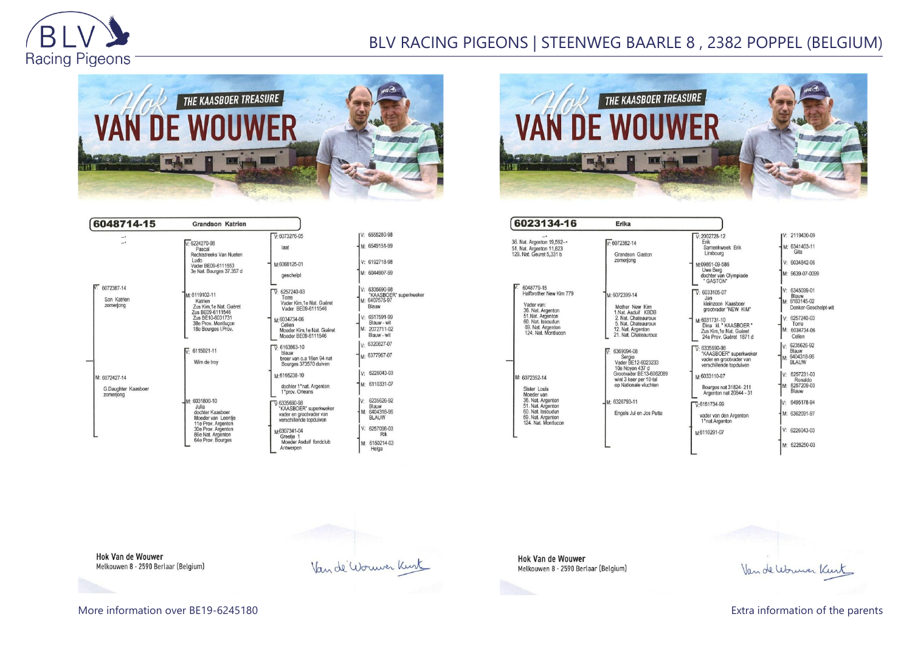# BLV RACING PIGEONS | STEENWEG BAARLE 8 , 2382 POPPEL (BELGIUM)

THE KAASBOER TREASURE

HOK VAN DE WOUWER

## 6048714-15 Grandson Katrien

V: 6072387-14
Son Katrien
zomerjong

- V: 6224270-08
  Pascal
  Rechtstreeks Van Nueten Ludo
  Vader BE09-6111553
  3e Nat. Bourges 37.357 d
  - V: 6073276-05
    laat
    - V: 6555280-98
    - M: 6549151-99
  - M: 6068125-01
    geschelpt
    - V: 6192718-98
    - M: 6044907-99
- M: 6119102-11
  Katrien
  Zus Kim,1e Nat. Guéret
  Zus BE09-6111546
  Zus BE10-6031731
  38e Prov. Montluçon
  18e Bourges I.Prov.
  - V: 6257240-03
    Torre
    Vader Kim,1e Nat. Guéret
    Vader BE09-6111546
    - V: 6335690-98 "KAASBOER" superkweker
    - M: 6407575-97 Blauw
  - M: 6034734-06
    Celien
    Moeder Kim,1e Nat. Guéret
    Moeder BE09-6111546
    - V: 6517591-99 Blauw - wit
    - M: 2072711-02 Blauw - wit

M: 6072427-14
G.Daughter Kaasboer
zomerjong

- V: 6115021-11
  Wim de troy
  - V: 6163863-10
    blauw
    broer van o.a 16en 94 nat Bourges 373570 duiven
    - V: 6320827-07
    - M: 6377967-07
  - M: 6166238-10
    dochter 1°nat. Argenton
    1°prov. Orleans
    - V: 6226043-03
    - M: 6110331-07
- M: 6031800-10
  Julia
  dochter Kaasboer
  Moeder van Leentje
  11e Prov. Argenton
  30e Prov. Argenton
  86e Nat. Argenton
  64e Prov. Bourges
  - V: 6335690-98
    "KAASBOER" superkweker
    vader en grootvader van verschillende topduiven
    - V: 6235626-92 Blauw
    - M: 6404318-96 BLAUW
  - M: 6307341-04
    Greetje 1
    Moeder Asduif fondclub Antwerpen
    - V: 6257096-03 Rik
    - M: 6150214-03 Helga

Hok Van de Wouwer
Melkouwen 8 - 2590 Berlaar (Belgium)

Van de Wouwer Kurt

## 6023134-16 Erika

36. Nat. Argenton 19,592
51. Nat. Argenton 11,823
129. Nat. Gueret 5,331 b

V: 6048779-15
Halfbrother New Kim 779

Vader van:
36. Nat. Argenton
51. Nat. Argenton
60. Nat. Issoudun
69. Nat. Argenton
124. Nat. Montlucon

- V: 6072382-14
  Grandson Gaston
  zomerjong
  - V: 2002728-12
    Erik
    Samenkweek Erik
    Limbourg
    - V: 2119430-09
    - M: 6341403-11 Gita
  - M: 09861-09-586
    Uwe Berg
    dochter van Olympiade "GASTON"
    - V: 6034842-06
    - M: 5639-07-0099
- M: 6072399-14
  Mother New Kim
  1.Nat. Asduif KBDB
  2. Nat. Chateauroux
  5. Nat. Chateauroux
  12. Nat. Argenton
  21. Nat. Chateauroux
  - V: 6033105-07
    Jan
    kleinzoon Kaasboer
    grootvader "NEW KIM"
    - V: 6345099-01 Blauw
    - M: 6183145-02 Donker-Geschelpt-wit
  - M: 6031731-10
    Dina kl. " KAASBOER "
    Zus Kim,1e Nat. Guéret
    24e Prov. Guéret 1871 d
    - V: 6257240-03 Torre
    - M: 6034734-06 Celien

M: 6072352-14

Sister Louis
Moeder van
36. Nat. Argenton
51. Nat. Argenton
60. Nat. Issoudun
69. Nat. Argenton
124. Nat. Montlucon

- V: 6369094-08
  Sergio
  Vader BE12-6023233
  10e Noyon 437 d
  Grootvader BE13-6062089
  wint 3 keer per 10-tal
  op Nationale vluchten
  - V: 6335690-98
    "KAASBOER" superkweker
    vader en grootvader van verschillende topduiven
    - V: 6235626-92 Blauw
    - M: 6404318-96 BLAUW
  - M: 6033110-07
    Bourges nat 31824 - 211
    Argenton nat 20844 - 31
    - V: 6257231-03 Ronaldo
    - M: 6257209-03 Blauw
- M: 6326793-11
  Engels Jul en Jos Putte
  - V: 6151734-99
    vader van den Argenton
    1°nat Argenton
    - V: 6495178-94
    - M: 6362091-97
  - M: 6110291-07
    - V: 6226043-03
    - M: 6226250-03

Hok Van de Wouwer
Melkouwen 8 - 2590 Berlaar (Belgium)

Van de Wouwer Kurt

More information over BE19-6245180

Extra information of the parents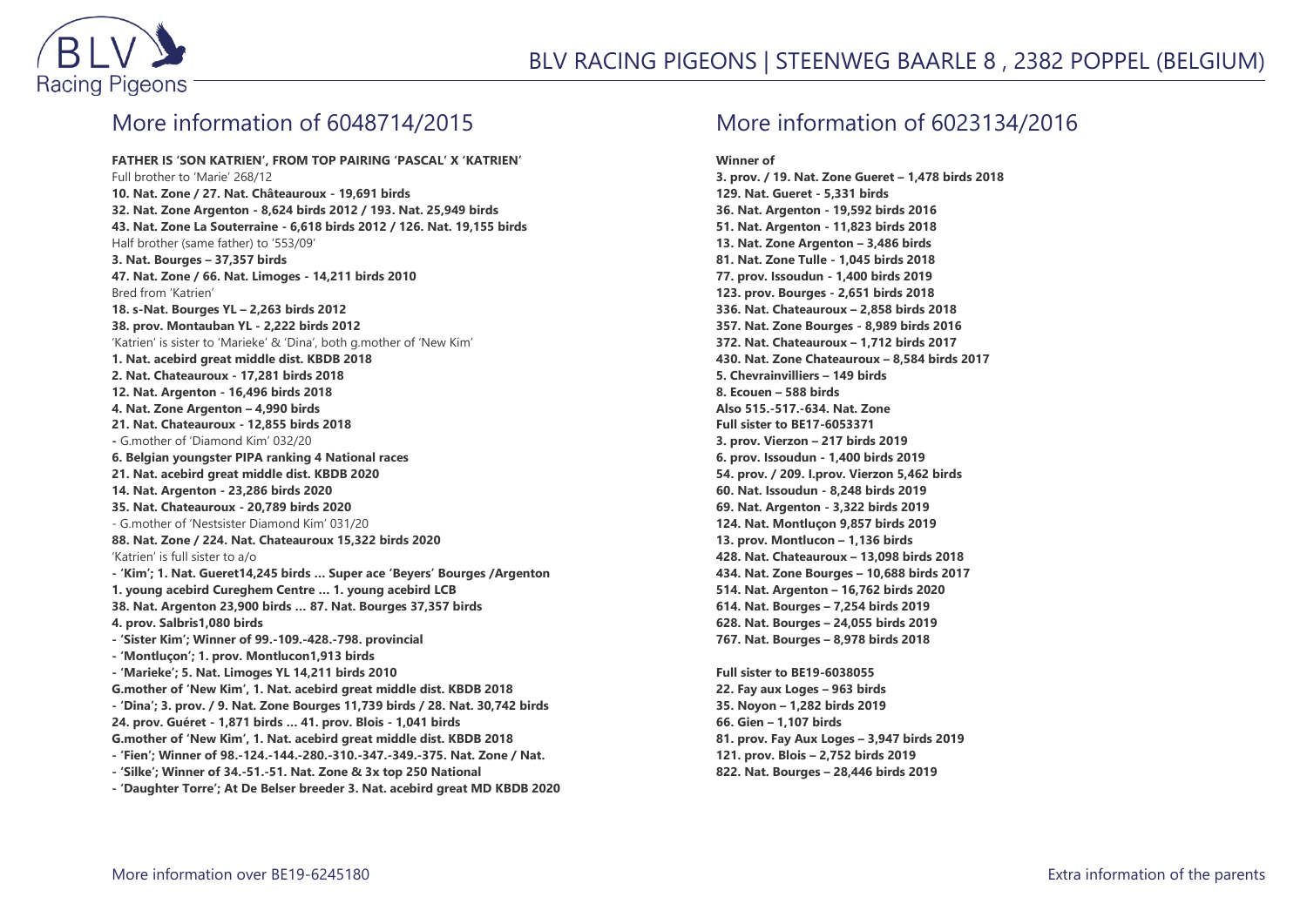## More information of 6048714/2015

**FATHER IS 'SON KATRIEN', FROM TOP PAIRING 'PASCAL' X 'KATRIEN'**
Full brother to 'Marie' 268/12
**10. Nat. Zone / 27. Nat. Châteauroux - 19,691 birds**
**32. Nat. Zone Argenton - 8,624 birds 2012 / 193. Nat. 25,949 birds**
**43. Nat. Zone La Souterraine - 6,618 birds 2012 / 126. Nat. 19,155 birds**
Half brother (same father) to '553/09'
**3. Nat. Bourges – 37,357 birds**
**47. Nat. Zone / 66. Nat. Limoges - 14,211 birds 2010**
Bred from 'Katrien'
**18. s-Nat. Bourges YL – 2,263 birds 2012**
**38. prov. Montauban YL - 2,222 birds 2012**
'Katrien' is sister to 'Marieke' & 'Dina', both g.mother of 'New Kim'
**1. Nat. acebird great middle dist. KBDB 2018**
**2. Nat. Chateauroux - 17,281 birds 2018**
**12. Nat. Argenton - 16,496 birds 2018**
**4. Nat. Zone Argenton – 4,990 birds**
**21. Nat. Chateauroux - 12,855 birds 2018**
**-** G.mother of 'Diamond Kim' 032/20
**6. Belgian youngster PIPA ranking 4 National races**
**21. Nat. acebird great middle dist. KBDB 2020**
**14. Nat. Argenton - 23,286 birds 2020**
**35. Nat. Chateauroux - 20,789 birds 2020**
- G.mother of 'Nestsister Diamond Kim' 031/20
**88. Nat. Zone / 224. Nat. Chateauroux 15,322 birds 2020**
'Katrien' is full sister to a/o
**- 'Kim'; 1. Nat. Gueret14,245 birds ... Super ace 'Beyers' Bourges /Argenton**
**1. young acebird Cureghem Centre ... 1. young acebird LCB**
**38. Nat. Argenton 23,900 birds ... 87. Nat. Bourges 37,357 birds**
**4. prov. Salbris1,080 birds**
**- 'Sister Kim'; Winner of 99.-109.-428.-798. provincial**
**- 'Montluçon'; 1. prov. Montlucon1,913 birds**
**- 'Marieke'; 5. Nat. Limoges YL 14,211 birds 2010**
**G.mother of 'New Kim', 1. Nat. acebird great middle dist. KBDB 2018**
**- 'Dina'; 3. prov. / 9. Nat. Zone Bourges 11,739 birds / 28. Nat. 30,742 birds**
**24. prov. Guéret - 1,871 birds ... 41. prov. Blois - 1,041 birds**
**G.mother of 'New Kim', 1. Nat. acebird great middle dist. KBDB 2018**
**- 'Fien'; Winner of 98.-124.-144.-280.-310.-347.-349.-375. Nat. Zone / Nat.**
**- 'Silke'; Winner of 34.-51.-51. Nat. Zone & 3x top 250 National**
**- 'Daughter Torre'; At De Belser breeder 3. Nat. acebird great MD KBDB 2020**

## More information of 6023134/2016

**Winner of**
**3. prov. / 19. Nat. Zone Gueret – 1,478 birds 2018**
**129. Nat. Gueret - 5,331 birds**
**36. Nat. Argenton - 19,592 birds 2016**
**51. Nat. Argenton - 11,823 birds 2018**
**13. Nat. Zone Argenton – 3,486 birds**
**81. Nat. Zone Tulle - 1,045 birds 2018**
**77. prov. Issoudun - 1,400 birds 2019**
**123. prov. Bourges - 2,651 birds 2018**
**336. Nat. Chateauroux – 2,858 birds 2018**
**357. Nat. Zone Bourges - 8,989 birds 2016**
**372. Nat. Chateauroux – 1,712 birds 2017**
**430. Nat. Zone Chateauroux – 8,584 birds 2017**
**5. Chevrainvilliers – 149 birds**
**8. Ecouen – 588 birds**
**Also 515.-517.-634. Nat. Zone**
**Full sister to BE17-6053371**
**3. prov. Vierzon – 217 birds 2019**
**6. prov. Issoudun - 1,400 birds 2019**
**54. prov. / 209. I.prov. Vierzon 5,462 birds**
**60. Nat. Issoudun - 8,248 birds 2019**
**69. Nat. Argenton - 3,322 birds 2019**
**124. Nat. Montluçon 9,857 birds 2019**
**13. prov. Montlucon – 1,136 birds**
**428. Nat. Chateauroux – 13,098 birds 2018**
**434. Nat. Zone Bourges – 10,688 birds 2017**
**514. Nat. Argenton – 16,762 birds 2020**
**614. Nat. Bourges – 7,254 birds 2019**
**628. Nat. Bourges – 24,055 birds 2019**
**767. Nat. Bourges – 8,978 birds 2018**

**Full sister to BE19-6038055**
**22. Fay aux Loges – 963 birds**
**35. Noyon – 1,282 birds 2019**
**66. Gien – 1,107 birds**
**81. prov. Fay Aux Loges – 3,947 birds 2019**
**121. prov. Blois – 2,752 birds 2019**
**822. Nat. Bourges – 28,446 birds 2019**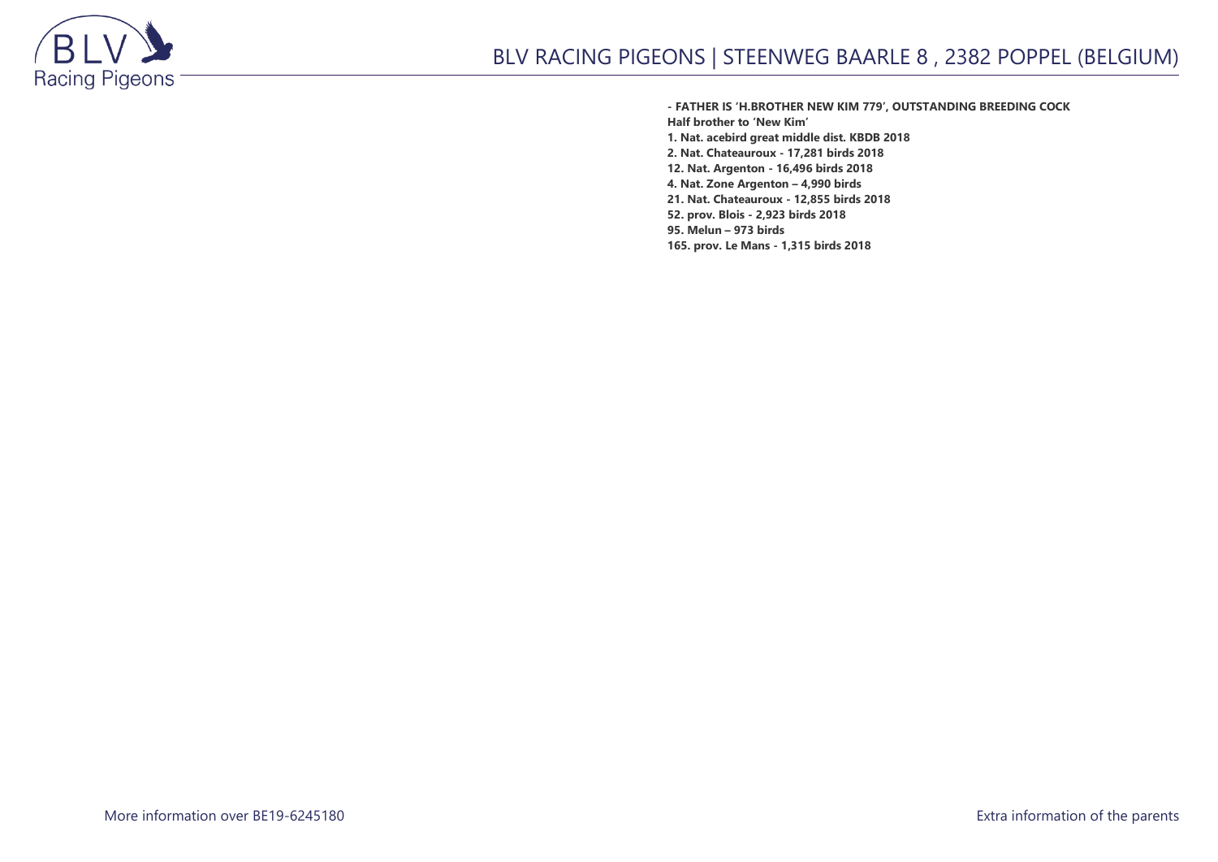**- FATHER IS 'H.BROTHER NEW KIM 779', OUTSTANDING BREEDING COCK**

**Half brother to 'New Kim'**

**1. Nat. acebird great middle dist. KBDB 2018**

**2. Nat. Chateauroux - 17,281 birds 2018**

**12. Nat. Argenton - 16,496 birds 2018**

**4. Nat. Zone Argenton – 4,990 birds**

**21. Nat. Chateauroux - 12,855 birds 2018**

**52. prov. Blois - 2,923 birds 2018**

**95. Melun – 973 birds**

**165. prov. Le Mans - 1,315 birds 2018**